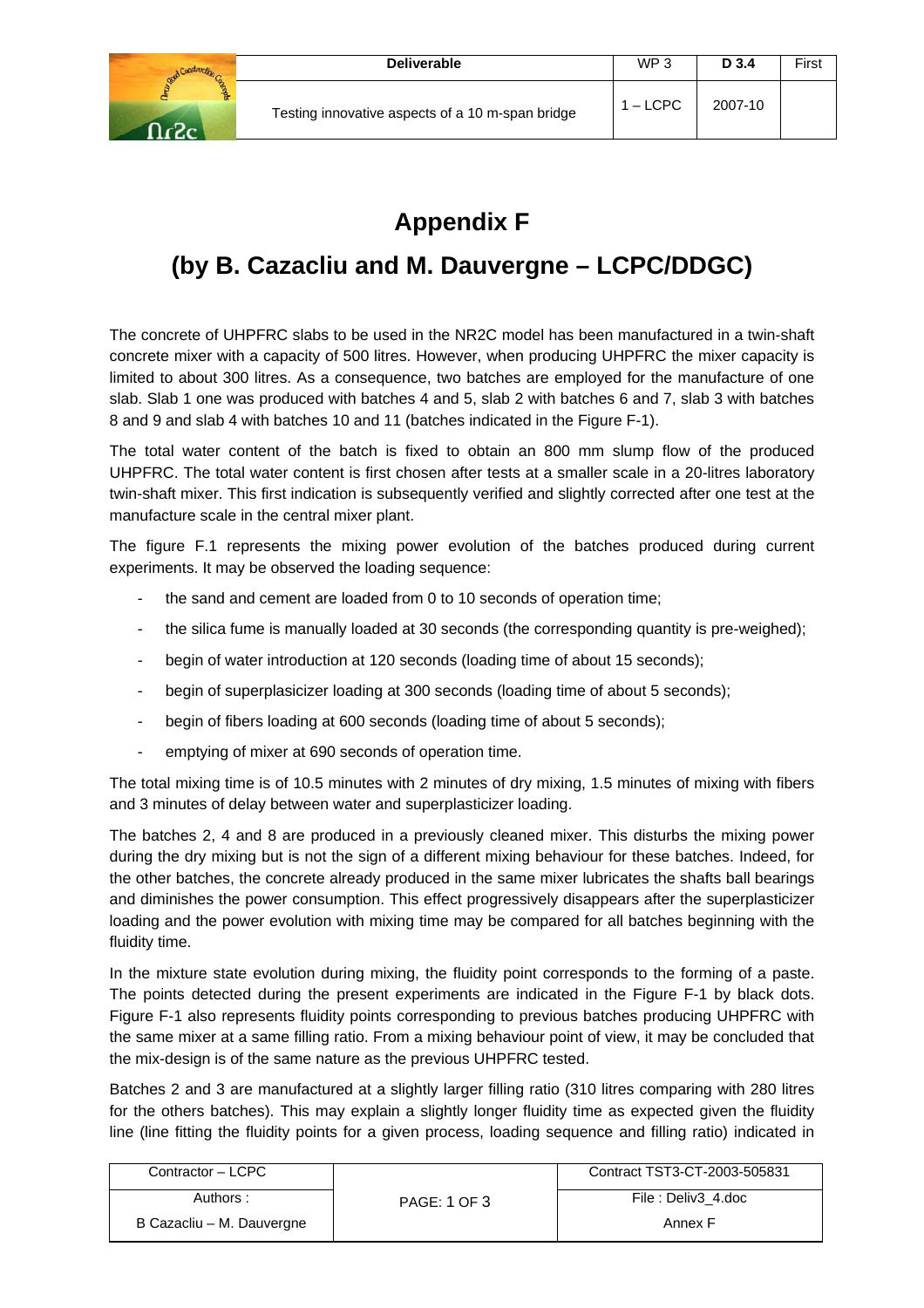# Appendix F

## (by B. Cazacliu and M. Dauvergne – LCPC/DDGC)

The concrete of UHPFRC slabs to be used in the NR2C model has been manufactured in a twin-shaft concrete mixer with a capacity of 500 litres. However, when producing UHPFRC the mixer capacity is limited to about 300 litres. As a consequence, two batches are employed for the manufacture of one slab. Slab 1 one was produced with batches 4 and 5, slab 2 with batches 6 and 7, slab 3 with batches 8 and 9 and slab 4 with batches 10 and 11 (batches indicated in the Figure F-1).

The total water content of the batch is fixed to obtain an 800 mm slump flow of the produced UHPFRC. The total water content is first chosen after tests at a smaller scale in a 20-litres laboratory twin-shaft mixer. This first indication is subsequently verified and slightly corrected after one test at the manufacture scale in the central mixer plant.

The figure F.1 represents the mixing power evolution of the batches produced during current experiments. It may be observed the loading sequence:

- the sand and cement are loaded from 0 to 10 seconds of operation time;
- the silica fume is manually loaded at 30 seconds (the corresponding quantity is pre-weighed);
- begin of water introduction at 120 seconds (loading time of about 15 seconds);
- begin of superplasicizer loading at 300 seconds (loading time of about 5 seconds);
- begin of fibers loading at 600 seconds (loading time of about 5 seconds);
- emptying of mixer at 690 seconds of operation time.

The total mixing time is of 10.5 minutes with 2 minutes of dry mixing, 1.5 minutes of mixing with fibers and 3 minutes of delay between water and superplasticizer loading.

The batches 2, 4 and 8 are produced in a previously cleaned mixer. This disturbs the mixing power during the dry mixing but is not the sign of a different mixing behaviour for these batches. Indeed, for the other batches, the concrete already produced in the same mixer lubricates the shafts ball bearings and diminishes the power consumption. This effect progressively disappears after the superplasticizer loading and the power evolution with mixing time may be compared for all batches beginning with the fluidity time.

In the mixture state evolution during mixing, the fluidity point corresponds to the forming of a paste. The points detected during the present experiments are indicated in the Figure F-1 by black dots. Figure F-1 also represents fluidity points corresponding to previous batches producing UHPFRC with the same mixer at a same filling ratio. From a mixing behaviour point of view, it may be concluded that the mix-design is of the same nature as the previous UHPFRC tested.

Batches 2 and 3 are manufactured at a slightly larger filling ratio (310 litres comparing with 280 litres for the others batches). This may explain a slightly longer fluidity time as expected given the fluidity line (line fitting the fluidity points for a given process, loading sequence and filling ratio) indicated in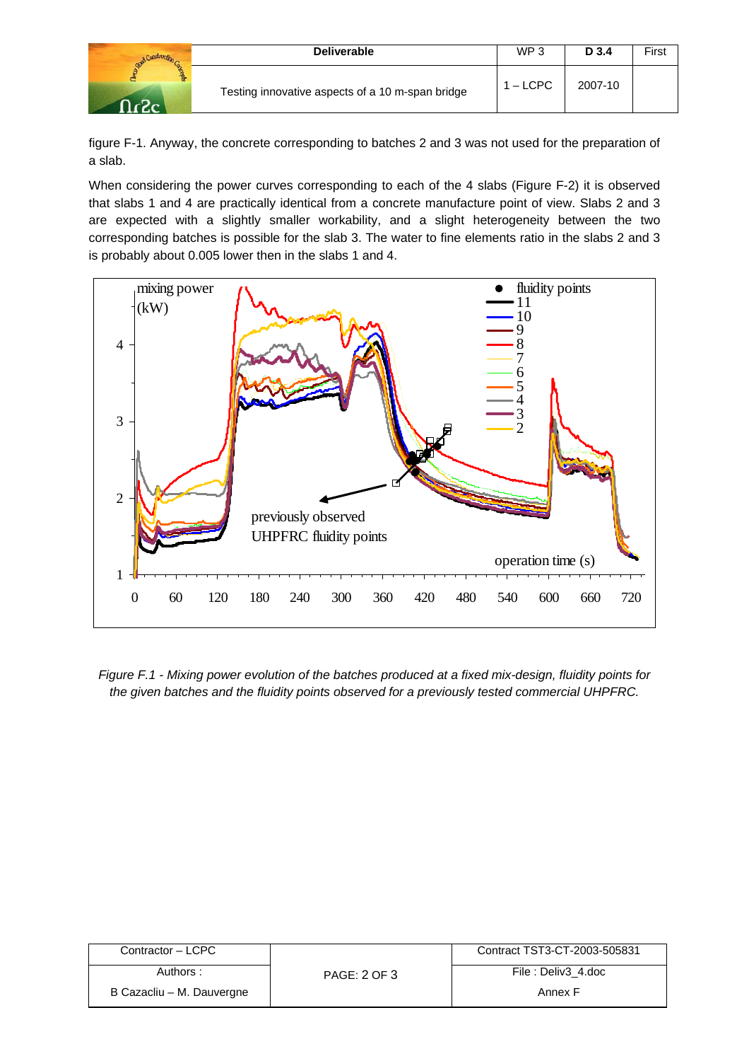figure F-1. Anyway, the concrete corresponding to batches 2 and 3 was not used for the preparation of a slab.

When considering the power curves corresponding to each of the 4 slabs (Figure F-2) it is observed that slabs 1 and 4 are practically identical from a concrete manufacture point of view. Slabs 2 and 3 are expected with a slightly smaller workability, and a slight heterogeneity between the two corresponding batches is possible for the slab 3. The water to fine elements ratio in the slabs 2 and 3 is probably about 0.005 lower then in the slabs 1 and 4.

*Figure F.1 - Mixing power evolution of the batches produced at a fixed mix-design, fluidity points for the given batches and the fluidity points observed for a previously tested commercial UHPFRC.*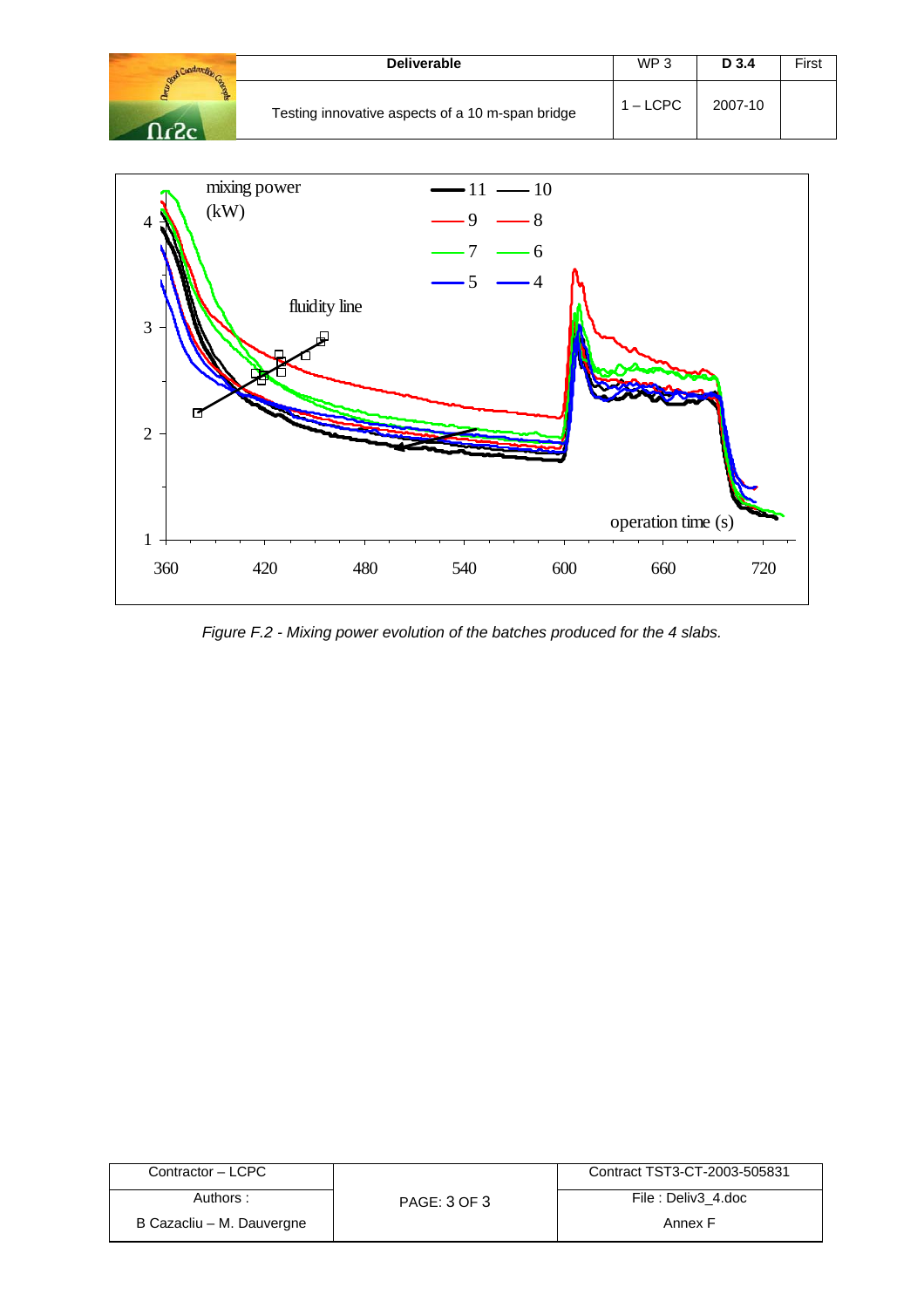mixing power
(kW)

11
10
9
8
7
6
5
4

fluidity line

4
3
2
1

360
420
480
540
600
660
720

operation time (s)

*Figure F.2 - Mixing power evolution of the batches produced for the 4 slabs.*